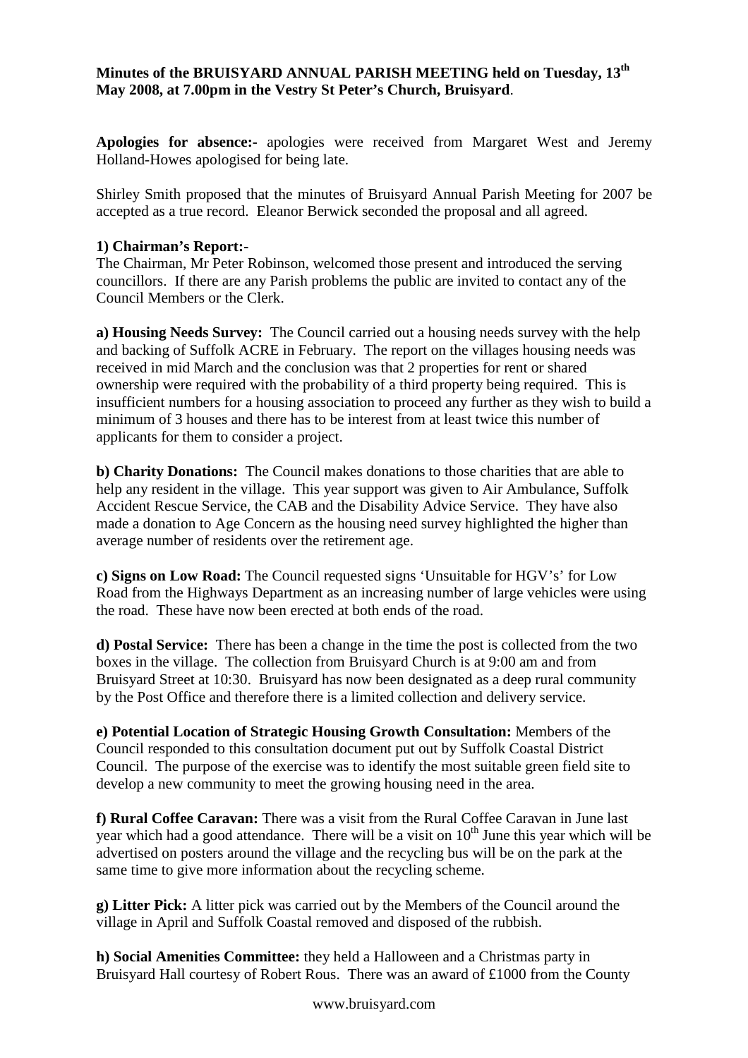**Minutes of the BRUISYARD ANNUAL PARISH MEETING held on Tuesday, 13th May 2008, at 7.00pm in the Vestry St Peter's Church, Bruisyard**.

**Apologies for absence:-** apologies were received from Margaret West and Jeremy Holland-Howes apologised for being late.

Shirley Smith proposed that the minutes of Bruisyard Annual Parish Meeting for 2007 be accepted as a true record. Eleanor Berwick seconded the proposal and all agreed.

**1) Chairman's Report:-**

The Chairman, Mr Peter Robinson, welcomed those present and introduced the serving councillors. If there are any Parish problems the public are invited to contact any of the Council Members or the Clerk.

**a) Housing Needs Survey:** The Council carried out a housing needs survey with the help and backing of Suffolk ACRE in February. The report on the villages housing needs was received in mid March and the conclusion was that 2 properties for rent or shared ownership were required with the probability of a third property being required. This is insufficient numbers for a housing association to proceed any further as they wish to build a minimum of 3 houses and there has to be interest from at least twice this number of applicants for them to consider a project.

**b) Charity Donations:** The Council makes donations to those charities that are able to help any resident in the village. This year support was given to Air Ambulance, Suffolk Accident Rescue Service, the CAB and the Disability Advice Service. They have also made a donation to Age Concern as the housing need survey highlighted the higher than average number of residents over the retirement age.

**c) Signs on Low Road:** The Council requested signs 'Unsuitable for HGV's' for Low Road from the Highways Department as an increasing number of large vehicles were using the road. These have now been erected at both ends of the road.

**d) Postal Service:** There has been a change in the time the post is collected from the two boxes in the village. The collection from Bruisyard Church is at 9:00 am and from Bruisyard Street at 10:30. Bruisyard has now been designated as a deep rural community by the Post Office and therefore there is a limited collection and delivery service.

**e) Potential Location of Strategic Housing Growth Consultation:** Members of the Council responded to this consultation document put out by Suffolk Coastal District Council. The purpose of the exercise was to identify the most suitable green field site to develop a new community to meet the growing housing need in the area.

**f) Rural Coffee Caravan:** There was a visit from the Rural Coffee Caravan in June last year which had a good attendance. There will be a visit on 10th June this year which will be advertised on posters around the village and the recycling bus will be on the park at the same time to give more information about the recycling scheme.

**g) Litter Pick:** A litter pick was carried out by the Members of the Council around the village in April and Suffolk Coastal removed and disposed of the rubbish.

**h) Social Amenities Committee:** they held a Halloween and a Christmas party in Bruisyard Hall courtesy of Robert Rous. There was an award of £1000 from the County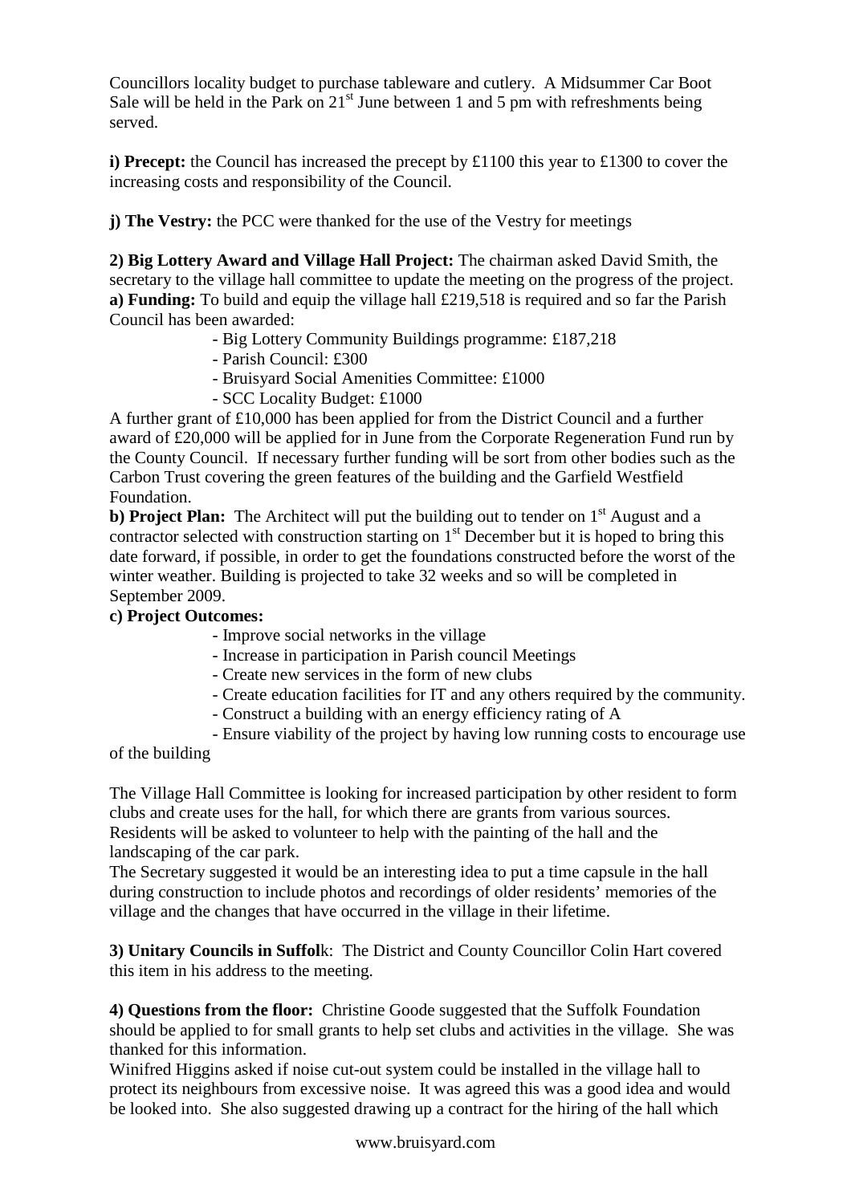Councillors locality budget to purchase tableware and cutlery. A Midsummer Car Boot Sale will be held in the Park on 21st June between 1 and 5 pm with refreshments being served.

**i) Precept:** the Council has increased the precept by £1100 this year to £1300 to cover the increasing costs and responsibility of the Council.

**j) The Vestry:** the PCC were thanked for the use of the Vestry for meetings

**2) Big Lottery Award and Village Hall Project:** The chairman asked David Smith, the secretary to the village hall committee to update the meeting on the progress of the project.
**a) Funding:** To build and equip the village hall £219,518 is required and so far the Parish Council has been awarded:

- Big Lottery Community Buildings programme: £187,218
- Parish Council: £300
- Bruisyard Social Amenities Committee: £1000
- SCC Locality Budget: £1000

A further grant of £10,000 has been applied for from the District Council and a further award of £20,000 will be applied for in June from the Corporate Regeneration Fund run by the County Council. If necessary further funding will be sort from other bodies such as the Carbon Trust covering the green features of the building and the Garfield Westfield Foundation.
**b) Project Plan:** The Architect will put the building out to tender on 1st August and a contractor selected with construction starting on 1st December but it is hoped to bring this date forward, if possible, in order to get the foundations constructed before the worst of the winter weather. Building is projected to take 32 weeks and so will be completed in September 2009.
**c) Project Outcomes:**

- Improve social networks in the village
- Increase in participation in Parish council Meetings
- Create new services in the form of new clubs
- Create education facilities for IT and any others required by the community.
- Construct a building with an energy efficiency rating of A
- Ensure viability of the project by having low running costs to encourage use of the building

The Village Hall Committee is looking for increased participation by other resident to form clubs and create uses for the hall, for which there are grants from various sources. Residents will be asked to volunteer to help with the painting of the hall and the landscaping of the car park.
The Secretary suggested it would be an interesting idea to put a time capsule in the hall during construction to include photos and recordings of older residents' memories of the village and the changes that have occurred in the village in their lifetime.

**3) Unitary Councils in Suffolk:** The District and County Councillor Colin Hart covered this item in his address to the meeting.

**4) Questions from the floor:** Christine Goode suggested that the Suffolk Foundation should be applied to for small grants to help set clubs and activities in the village. She was thanked for this information.
Winifred Higgins asked if noise cut-out system could be installed in the village hall to protect its neighbours from excessive noise. It was agreed this was a good idea and would be looked into. She also suggested drawing up a contract for the hiring of the hall which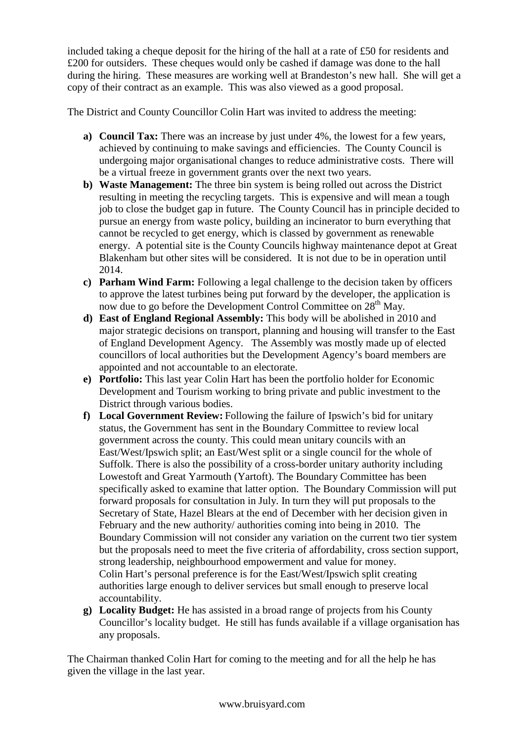included taking a cheque deposit for the hiring of the hall at a rate of £50 for residents and £200 for outsiders. These cheques would only be cashed if damage was done to the hall during the hiring. These measures are working well at Brandeston's new hall. She will get a copy of their contract as an example. This was also viewed as a good proposal.

The District and County Councillor Colin Hart was invited to address the meeting:

a) **Council Tax:** There was an increase by just under 4%, the lowest for a few years, achieved by continuing to make savings and efficiencies. The County Council is undergoing major organisational changes to reduce administrative costs. There will be a virtual freeze in government grants over the next two years.
b) **Waste Management:** The three bin system is being rolled out across the District resulting in meeting the recycling targets. This is expensive and will mean a tough job to close the budget gap in future. The County Council has in principle decided to pursue an energy from waste policy, building an incinerator to burn everything that cannot be recycled to get energy, which is classed by government as renewable energy. A potential site is the County Councils highway maintenance depot at Great Blakenham but other sites will be considered. It is not due to be in operation until 2014.
c) **Parham Wind Farm:** Following a legal challenge to the decision taken by officers to approve the latest turbines being put forward by the developer, the application is now due to go before the Development Control Committee on 28th May.
d) **East of England Regional Assembly:** This body will be abolished in 2010 and major strategic decisions on transport, planning and housing will transfer to the East of England Development Agency. The Assembly was mostly made up of elected councillors of local authorities but the Development Agency's board members are appointed and not accountable to an electorate.
e) **Portfolio:** This last year Colin Hart has been the portfolio holder for Economic Development and Tourism working to bring private and public investment to the District through various bodies.
f) **Local Government Review:** Following the failure of Ipswich's bid for unitary status, the Government has sent in the Boundary Committee to review local government across the county. This could mean unitary councils with an East/West/Ipswich split; an East/West split or a single council for the whole of Suffolk. There is also the possibility of a cross-border unitary authority including Lowestoft and Great Yarmouth (Yartoft). The Boundary Committee has been specifically asked to examine that latter option. The Boundary Commission will put forward proposals for consultation in July. In turn they will put proposals to the Secretary of State, Hazel Blears at the end of December with her decision given in February and the new authority/ authorities coming into being in 2010. The Boundary Commission will not consider any variation on the current two tier system but the proposals need to meet the five criteria of affordability, cross section support, strong leadership, neighbourhood empowerment and value for money.
   Colin Hart's personal preference is for the East/West/Ipswich split creating authorities large enough to deliver services but small enough to preserve local accountability.
g) **Locality Budget:** He has assisted in a broad range of projects from his County Councillor's locality budget. He still has funds available if a village organisation has any proposals.

The Chairman thanked Colin Hart for coming to the meeting and for all the help he has given the village in the last year.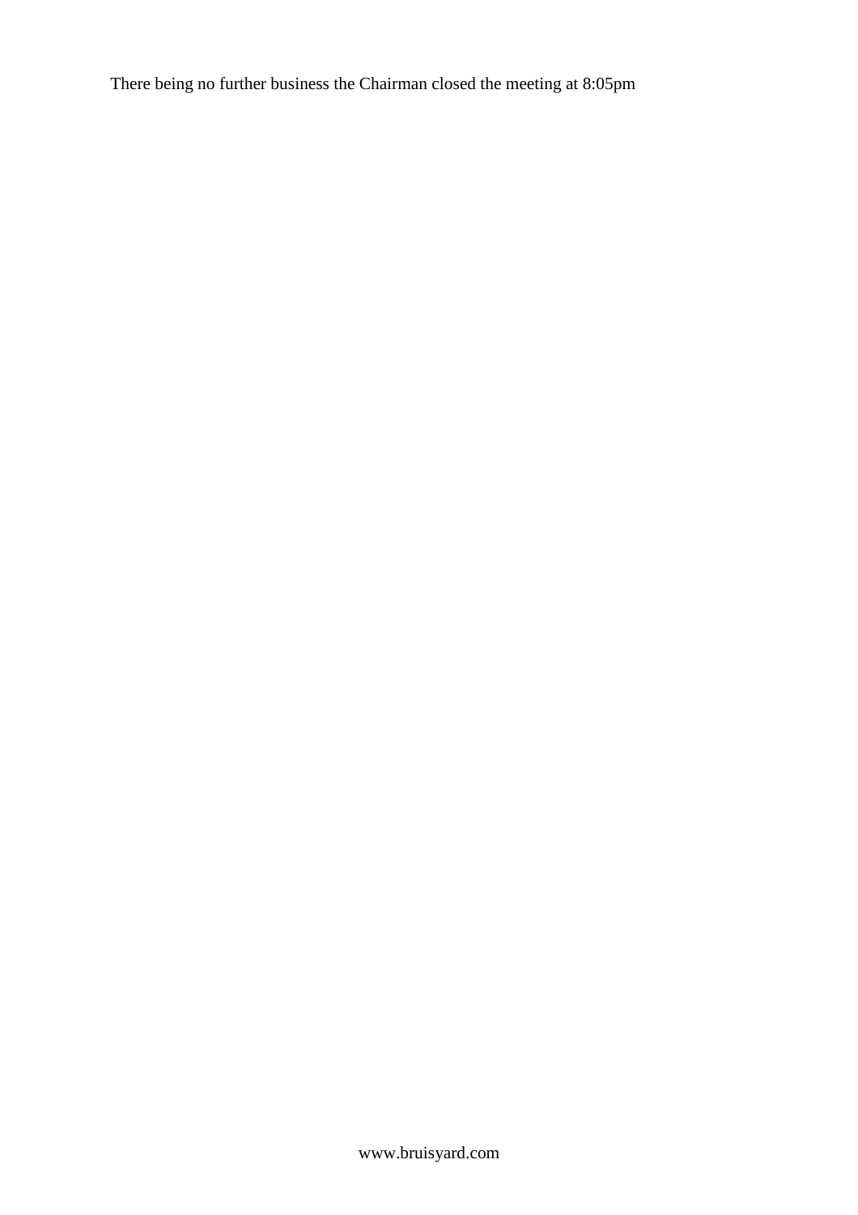There being no further business the Chairman closed the meeting at 8:05pm